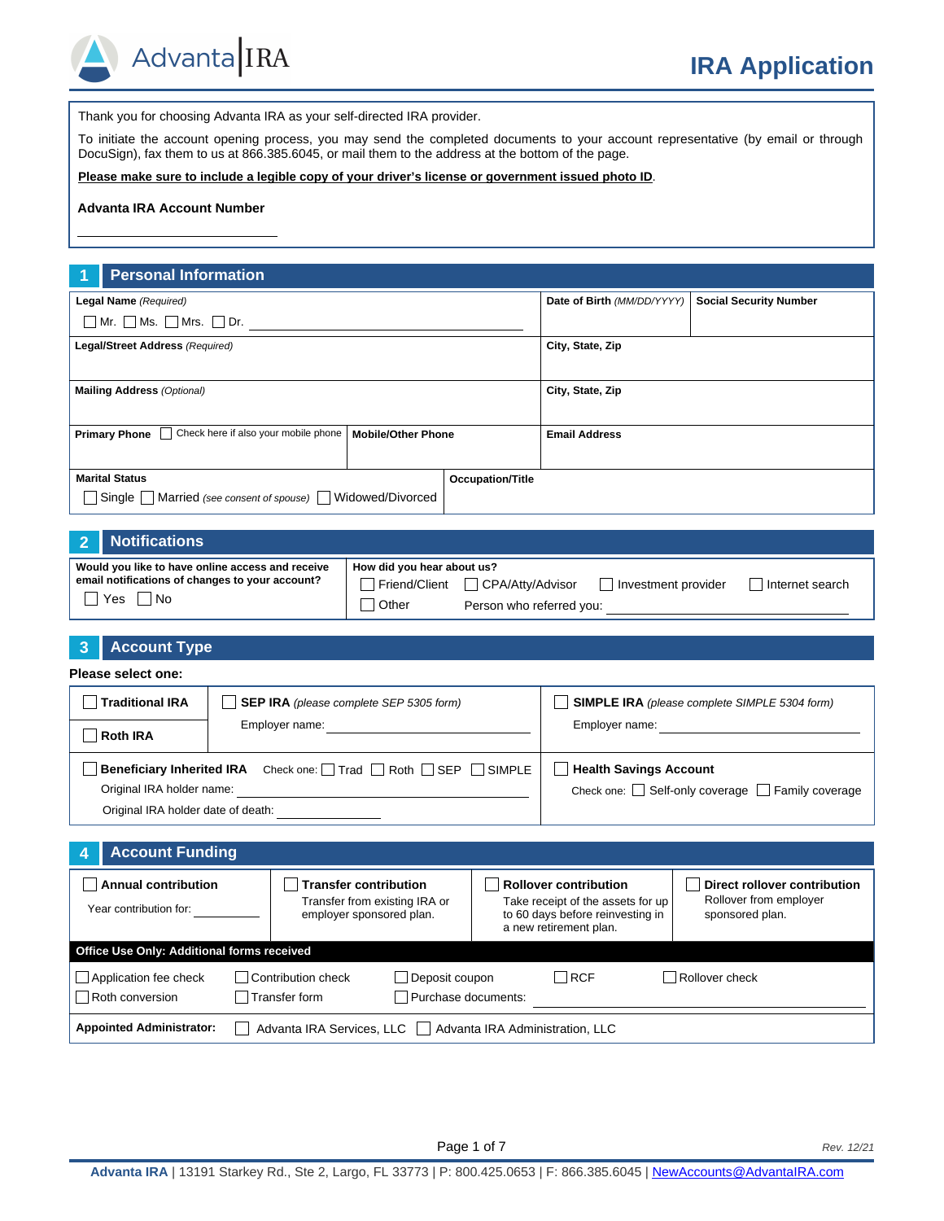Advanta IRA

# IRA Application

Thank you for choosing Advanta IRA as your self-directed IRA provider.

To initiate the account opening process, you may send the completed documents to your account representative (by email or through DocuSign), fax them to us at 866.385.6045, or mail them to the address at the bottom of the page.

**Please make sure to include a legible copy of your driver's license or government issued photo ID**.

**Advanta IRA Account Number**

______________________________

## 1 Personal Information

| **Legal Name** *(Required)* ☐ Mr. ☐ Ms. ☐ Mrs. ☐ Dr. ____________________ | | **Date of Birth** *(MM/DD/YYYY)* | **Social Security Number** |
|---|---|---|---|
| **Legal/Street Address** *(Required)* | | **City, State, Zip** | |
| **Mailing Address** *(Optional)* | | **City, State, Zip** | |
| **Primary Phone** ☐ Check here if also your mobile phone | **Mobile/Other Phone** | **Email Address** | |
| **Marital Status** ☐ Single ☐ Married *(see consent of spouse)* ☐ Widowed/Divorced | **Occupation/Title** | | |

## 2 Notifications

| **Would you like to have online access and receive email notifications of changes to your account?** | **How did you hear about us?** |
|---|---|
| ☐ Yes ☐ No | ☐ Friend/Client ☐ CPA/Atty/Advisor ☐ Investment provider ☐ Internet search ☐ Other Person who referred you: ____________________ |

## 3 Account Type

**Please select one:**

| | | |
|---|---|---|
| ☐ **Traditional IRA** | ☐ **SEP IRA** *(please complete SEP 5305 form)* Employer name: ____________________ | ☐ **SIMPLE IRA** *(please complete SIMPLE 5304 form)* Employer name: ____________________ |
| ☐ **Roth IRA** | | |
| ☐ **Beneficiary Inherited IRA** Check one: ☐ Trad ☐ Roth ☐ SEP ☐ SIMPLE Original IRA holder name: ____________________ Original IRA holder date of death: ____________ | | ☐ **Health Savings Account** Check one: ☐ Self-only coverage ☐ Family coverage |

## 4 Account Funding

| ☐ **Annual contribution** | ☐ **Transfer contribution** | ☐ **Rollover contribution** | ☐ **Direct rollover contribution** |
|---|---|---|---|
| Year contribution for: __________ | Transfer from existing IRA or employer sponsored plan. | Take receipt of the assets for up to 60 days before reinvesting in a new retirement plan. | Rollover from employer sponsored plan. |

**Office Use Only: Additional forms received**

| | | | | |
|---|---|---|---|---|
| ☐ Application fee check | ☐ Contribution check | ☐ Deposit coupon | ☐ RCF | ☐ Rollover check |
| ☐ Roth conversion | ☐ Transfer form | ☐ Purchase documents: ____________________ | | |

**Appointed Administrator:** ☐ Advanta IRA Services, LLC ☐ Advanta IRA Administration, LLC

Rev. 12/21

**Advanta IRA** | 13191 Starkey Rd., Ste 2, Largo, FL 33773 | P: 800.425.0653 | F: 866.385.6045 | NewAccounts@AdvantaIRA.com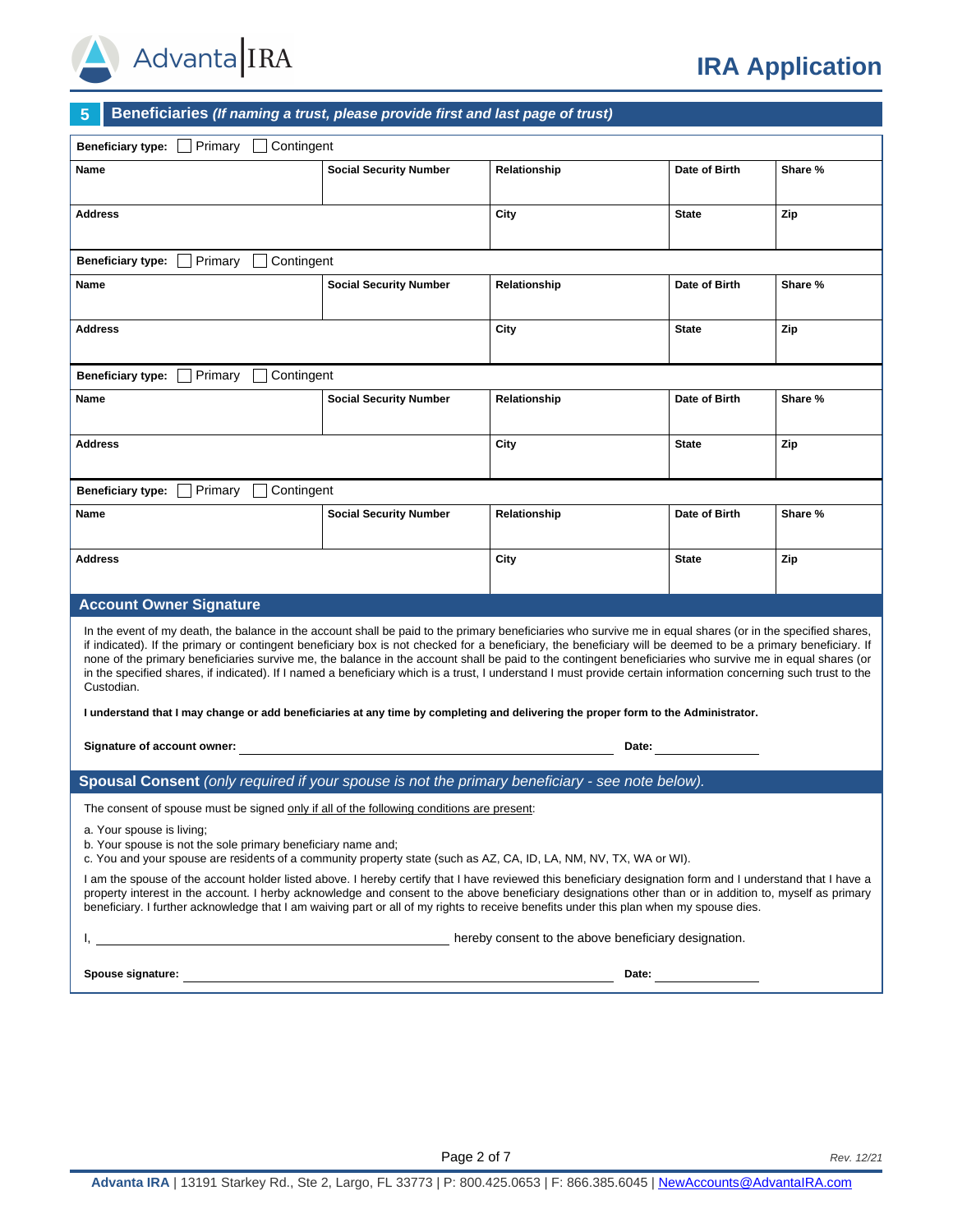## 5 Beneficiaries *(If naming a trust, please provide first and last page of trust)*

**Beneficiary type:** ☐ Primary ☐ Contingent

| Name | Social Security Number | Relationship | Date of Birth | Share % |
|---|---|---|---|---|
| | | | | |
| **Address** | | **City** | **State** | **Zip** |
| | | | | |

**Beneficiary type:** ☐ Primary ☐ Contingent

| Name | Social Security Number | Relationship | Date of Birth | Share % |
|---|---|---|---|---|
| | | | | |
| **Address** | | **City** | **State** | **Zip** |
| | | | | |

**Beneficiary type:** ☐ Primary ☐ Contingent

| Name | Social Security Number | Relationship | Date of Birth | Share % |
|---|---|---|---|---|
| | | | | |
| **Address** | | **City** | **State** | **Zip** |
| | | | | |

**Beneficiary type:** ☐ Primary ☐ Contingent

| Name | Social Security Number | Relationship | Date of Birth | Share % |
|---|---|---|---|---|
| | | | | |
| **Address** | | **City** | **State** | **Zip** |
| | | | | |

## Account Owner Signature

In the event of my death, the balance in the account shall be paid to the primary beneficiaries who survive me in equal shares (or in the specified shares, if indicated). If the primary or contingent beneficiary box is not checked for a beneficiary, the beneficiary will be deemed to be a primary beneficiary. If none of the primary beneficiaries survive me, the balance in the account shall be paid to the contingent beneficiaries who survive me in equal shares (or in the specified shares, if indicated). If I named a beneficiary which is a trust, I understand I must provide certain information concerning such trust to the Custodian.

**I understand that I may change or add beneficiaries at any time by completing and delivering the proper form to the Administrator.**

**Signature of account owner:** ______________________________ **Date:** ____________

## Spousal Consent *(only required if your spouse is not the primary beneficiary - see note below).*

The consent of spouse must be signed only if all of the following conditions are present:

a. Your spouse is living;
b. Your spouse is not the sole primary beneficiary name and;
c. You and your spouse are residents of a community property state (such as AZ, CA, ID, LA, NM, NV, TX, WA or WI).

I am the spouse of the account holder listed above. I hereby certify that I have reviewed this beneficiary designation form and I understand that I have a property interest in the account. I herby acknowledge and consent to the above beneficiary designations other than or in addition to, myself as primary beneficiary. I further acknowledge that I am waiving part or all of my rights to receive benefits under this plan when my spouse dies.

I, ______________________________ hereby consent to the above beneficiary designation.

**Spouse signature:** ______________________________ **Date:** ____________

**Advanta IRA** | 13191 Starkey Rd., Ste 2, Largo, FL 33773 | P: 800.425.0653 | F: 866.385.6045 | NewAccounts@AdvantaIRA.com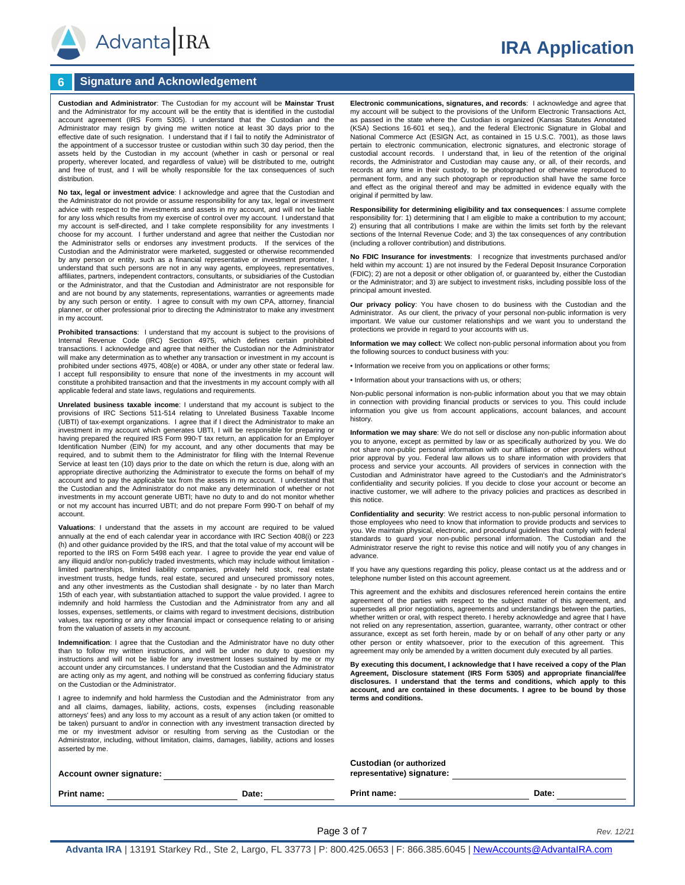# IRA Application

## 6 Signature and Acknowledgement

**Custodian and Administrator**: The Custodian for my account will be **Mainstar Trust** and the Administrator for my account will be the entity that is identified in the custodial account agreement (IRS Form 5305). I understand that the Custodian and the Administrator may resign by giving me written notice at least 30 days prior to the effective date of such resignation. I understand that if I fail to notify the Administrator of the appointment of a successor trustee or custodian within such 30 day period, then the assets held by the Custodian in my account (whether in cash or personal or real property, wherever located, and regardless of value) will be distributed to me, outright and free of trust, and I will be wholly responsible for the tax consequences of such distribution.

**No tax, legal or investment advice**: I acknowledge and agree that the Custodian and the Administrator do not provide or assume responsibility for any tax, legal or investment advice with respect to the investments and assets in my account, and will not be liable for any loss which results from my exercise of control over my account. I understand that my account is self-directed, and I take complete responsibility for any investments I choose for my account. I further understand and agree that neither the Custodian nor the Administrator sells or endorses any investment products. If the services of the Custodian and the Administrator were marketed, suggested or otherwise recommended by any person or entity, such as a financial representative or investment promoter, I understand that such persons are not in any way agents, employees, representatives, affiliates, partners, independent contractors, consultants, or subsidiaries of the Custodian or the Administrator, and that the Custodian and Administrator are not responsible for and are not bound by any statements, representations, warranties or agreements made by any such person or entity. I agree to consult with my own CPA, attorney, financial planner, or other professional prior to directing the Administrator to make any investment in my account.

**Prohibited transactions**: I understand that my account is subject to the provisions of Internal Revenue Code (IRC) Section 4975, which defines certain prohibited transactions. I acknowledge and agree that neither the Custodian nor the Administrator will make any determination as to whether any transaction or investment in my account is prohibited under sections 4975, 408(e) or 408A, or under any other state or federal law. I accept full responsibility to ensure that none of the investments in my account will constitute a prohibited transaction and that the investments in my account comply with all applicable federal and state laws, regulations and requirements.

**Unrelated business taxable income**: I understand that my account is subject to the provisions of IRC Sections 511-514 relating to Unrelated Business Taxable Income (UBTI) of tax-exempt organizations. I agree that if I direct the Administrator to make an investment in my account which generates UBTI, I will be responsible for preparing or having prepared the required IRS Form 990-T tax return, an application for an Employer Identification Number (EIN) for my account, and any other documents that may be required, and to submit them to the Administrator for filing with the Internal Revenue Service at least ten (10) days prior to the date on which the return is due, along with an appropriate directive authorizing the Administrator to execute the forms on behalf of my account and to pay the applicable tax from the assets in my account. I understand that the Custodian and the Administrator do not make any determination of whether or not investments in my account generate UBTI; have no duty to and do not monitor whether or not my account has incurred UBTI; and do not prepare Form 990-T on behalf of my account.

**Valuations**: I understand that the assets in my account are required to be valued annually at the end of each calendar year in accordance with IRC Section 408(i) or 223 (h) and other guidance provided by the IRS, and that the total value of my account will be reported to the IRS on Form 5498 each year. I agree to provide the year end value of any illiquid and/or non-publicly traded investments, which may include without limitation - limited partnerships, limited liability companies, privately held stock, real estate investment trusts, hedge funds, real estate, secured and unsecured promissory notes, and any other investments as the Custodian shall designate - by no later than March 15th of each year, with substantiation attached to support the value provided. I agree to indemnify and hold harmless the Custodian and the Administrator from any and all losses, expenses, settlements, or claims with regard to investment decisions, distribution values, tax reporting or any other financial impact or consequence relating to or arising from the valuation of assets in my account.

**Indemnification**: I agree that the Custodian and the Administrator have no duty other than to follow my written instructions, and will be under no duty to question my instructions and will not be liable for any investment losses sustained by me or my account under any circumstances. I understand that the Custodian and the Administrator are acting only as my agent, and nothing will be construed as conferring fiduciary status on the Custodian or the Administrator.

I agree to indemnify and hold harmless the Custodian and the Administrator from any and all claims, damages, liability, actions, costs, expenses (including reasonable attorneys' fees) and any loss to my account as a result of any action taken (or omitted to be taken) pursuant to and/or in connection with any investment transaction directed by me or my investment advisor or resulting from serving as the Custodian or the Administrator, including, without limitation, claims, damages, liability, actions and losses asserted by me.

**Electronic communications, signatures, and records**: I acknowledge and agree that my account will be subject to the provisions of the Uniform Electronic Transactions Act, as passed in the state where the Custodian is organized (Kansas Statutes Annotated (KSA) Sections 16-601 et seq.), and the federal Electronic Signature in Global and National Commerce Act (ESIGN Act, as contained in 15 U.S.C. 7001), as those laws pertain to electronic communication, electronic signatures, and electronic storage of custodial account records. I understand that, in lieu of the retention of the original records, the Administrator and Custodian may cause any, or all, of their records, and records at any time in their custody, to be photographed or otherwise reproduced to permanent form, and any such photograph or reproduction shall have the same force and effect as the original thereof and may be admitted in evidence equally with the original if permitted by law.

**Responsibility for determining eligibility and tax consequences**: I assume complete responsibility for: 1) determining that I am eligible to make a contribution to my account; 2) ensuring that all contributions I make are within the limits set forth by the relevant sections of the Internal Revenue Code; and 3) the tax consequences of any contribution (including a rollover contribution) and distributions.

**No FDIC Insurance for investments**: I recognize that investments purchased and/or held within my account: 1) are not insured by the Federal Deposit Insurance Corporation (FDIC); 2) are not a deposit or other obligation of, or guaranteed by, either the Custodian or the Administrator; and 3) are subject to investment risks, including possible loss of the principal amount invested.

**Our privacy policy**: You have chosen to do business with the Custodian and the Administrator. As our client, the privacy of your personal non-public information is very important. We value our customer relationships and we want you to understand the protections we provide in regard to your accounts with us.

**Information we may collect**: We collect non-public personal information about you from the following sources to conduct business with you:

- Information we receive from you on applications or other forms;
- Information about your transactions with us, or others;

Non-public personal information is non-public information about you that we may obtain in connection with providing financial products or services to you. This could include information you give us from account applications, account balances, and account history.

**Information we may share**: We do not sell or disclose any non-public information about you to anyone, except as permitted by law or as specifically authorized by you. We do not share non-public personal information with our affiliates or other providers without prior approval by you. Federal law allows us to share information with providers that process and service your accounts. All providers of services in connection with the Custodian and Administrator have agreed to the Custodian's and the Administrator's confidentiality and security policies. If you decide to close your account or become an inactive customer, we will adhere to the privacy policies and practices as described in this notice.

**Confidentiality and security**: We restrict access to non-public personal information to those employees who need to know that information to provide products and services to you. We maintain physical, electronic, and procedural guidelines that comply with federal standards to guard your non-public personal information. The Custodian and the Administrator reserve the right to revise this notice and will notify you of any changes in advance.

If you have any questions regarding this policy, please contact us at the address and or telephone number listed on this account agreement.

This agreement and the exhibits and disclosures referenced herein contains the entire agreement of the parties with respect to the subject matter of this agreement, and supersedes all prior negotiations, agreements and understandings between the parties, whether written or oral, with respect thereto. I hereby acknowledge and agree that I have not relied on any representation, assertion, guarantee, warranty, other contract or other assurance, except as set forth herein, made by or on behalf of any other party or any other person or entity whatsoever, prior to the execution of this agreement. This agreement may only be amended by a written document duly executed by all parties.

**By executing this document, I acknowledge that I have received a copy of the Plan Agreement, Disclosure statement (IRS Form 5305) and appropriate financial/fee disclosures. I understand that the terms and conditions, which apply to this account, and are contained in these documents. I agree to be bound by those terms and conditions.**

**Account owner signature:** ______________________________

**Print name:** ____________________ **Date:** ____________

**Custodian (or authorized representative) signature:** ______________________________

**Print name:** ____________________ **Date:** ____________

**Advanta IRA** | 13191 Starkey Rd., Ste 2, Largo, FL 33773 | P: 800.425.0653 | F: 866.385.6045 | NewAccounts@AdvantaIRA.com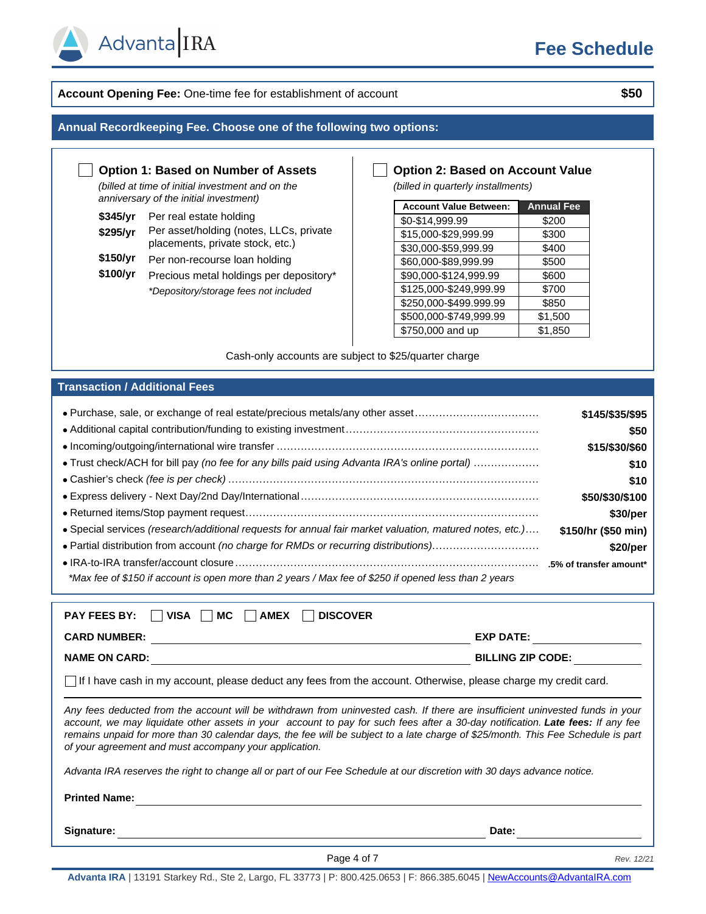# Fee Schedule

**Account Opening Fee:** One-time fee for establishment of account **$50**

## Annual Recordkeeping Fee. Choose one of the following two options:

☐ **Option 1: Based on Number of Assets**

*(billed at time of initial investment and on the anniversary of the initial investment)*

- **$345/yr** Per real estate holding
- **$295/yr** Per asset/holding (notes, LLCs, private placements, private stock, etc.)
- **$150/yr** Per non-recourse loan holding
- **$100/yr** Precious metal holdings per depository*

*\*Depository/storage fees not included*

☐ **Option 2: Based on Account Value**

*(billed in quarterly installments)*

| Account Value Between: | Annual Fee |
|---|---|
| $0-$14,999.99 | $200 |
| $15,000-$29,999.99 | $300 |
| $30,000-$59,999.99 | $400 |
| $60,000-$89,999.99 | $500 |
| $90,000-$124,999.99 | $600 |
| $125,000-$249,999.99 | $700 |
| $250,000-$499,999.99 | $850 |
| $500,000-$749,999.99 | $1,500 |
| $750,000 and up | $1,850 |

Cash-only accounts are subject to $25/quarter charge

## Transaction / Additional Fees

- Purchase, sale, or exchange of real estate/precious metals/any other asset …… **$145/$35/$95**
- Additional capital contribution/funding to existing investment …… **$50**
- Incoming/outgoing/international wire transfer …… **$15/$30/$60**
- Trust check/ACH for bill pay *(no fee for any bills paid using Advanta IRA's online portal)* …… **$10**
- Cashier's check *(fee is per check)* …… **$10**
- Express delivery - Next Day/2nd Day/International …… **$50/$30/$100**
- Returned items/Stop payment request …… **$30/per**
- Special services *(research/additional requests for annual fair market valuation, matured notes, etc.)* …… **$150/hr ($50 min)**
- Partial distribution from account *(no charge for RMDs or recurring distributions)* …… **$20/per**
- IRA-to-IRA transfer/account closure …… **.5% of transfer amount***

*\*Max fee of $150 if account is open more than 2 years / Max fee of $250 if opened less than 2 years*

**PAY FEES BY:** ☐ **VISA** ☐ **MC** ☐ **AMEX** ☐ **DISCOVER**

**CARD NUMBER:** ____________________ **EXP DATE:** __________

**NAME ON CARD:** ____________________ **BILLING ZIP CODE:** __________

☐ If I have cash in my account, please deduct any fees from the account. Otherwise, please charge my credit card.

*Any fees deducted from the account will be withdrawn from uninvested cash. If there are insufficient uninvested funds in your account, we may liquidate other assets in your account to pay for such fees after a 30-day notification.* ***Late fees:*** *If any fee remains unpaid for more than 30 calendar days, the fee will be subject to a late charge of $25/month. This Fee Schedule is part of your agreement and must accompany your application.*

*Advanta IRA reserves the right to change all or part of our Fee Schedule at our discretion with 30 days advance notice.*

**Printed Name:** ____________________

**Signature:** ____________________ **Date:** __________

Rev. 12/21

**Advanta IRA** | 13191 Starkey Rd., Ste 2, Largo, FL 33773 | P: 800.425.0653 | F: 866.385.6045 | NewAccounts@AdvantaIRA.com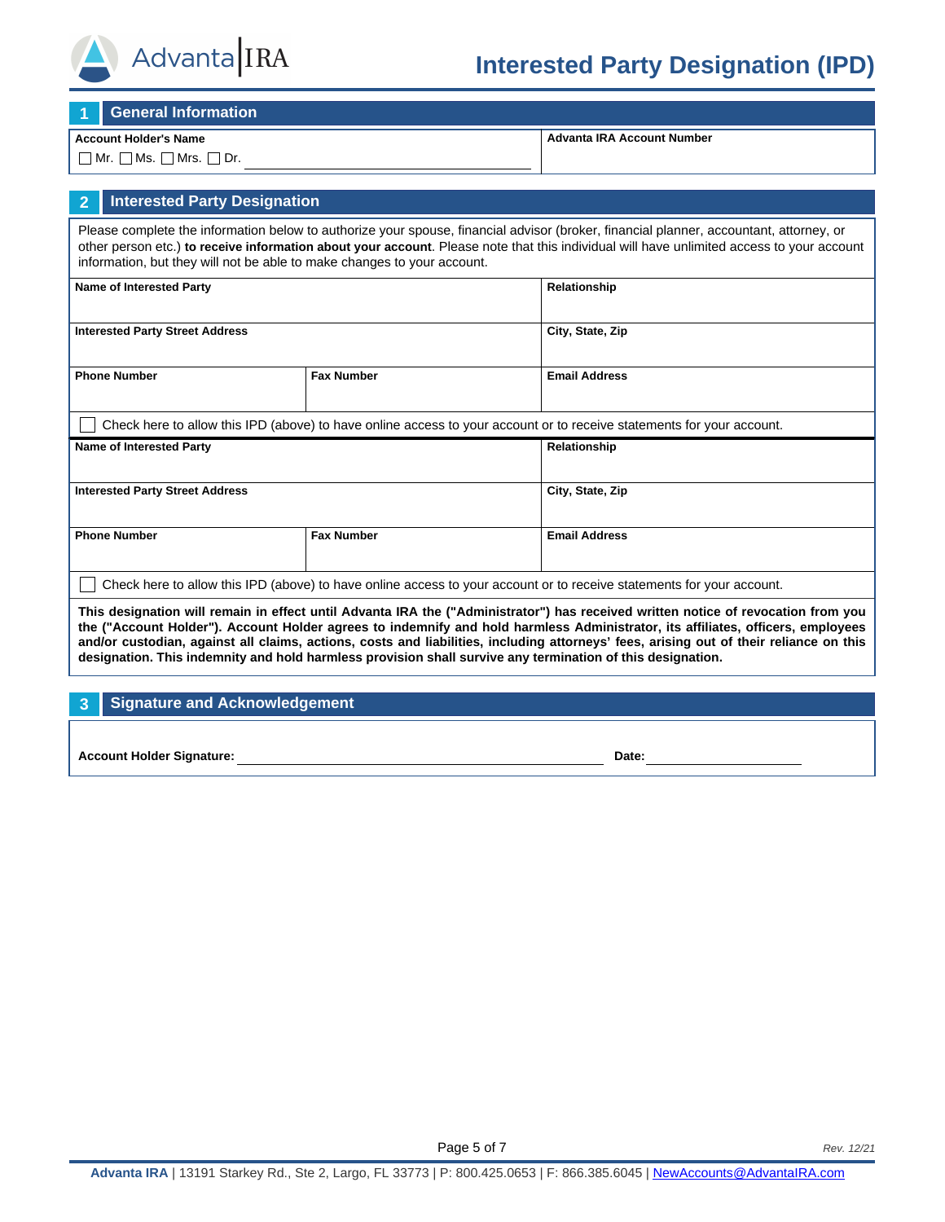Advanta IRA

# Interested Party Designation (IPD)

## 1 General Information

| Account Holder's Name | Advanta IRA Account Number |
| --- | --- |
| ☐ Mr. ☐ Ms. ☐ Mrs. ☐ Dr. ______________________ | |

## 2 Interested Party Designation

Please complete the information below to authorize your spouse, financial advisor (broker, financial planner, accountant, attorney, or other person etc.) **to receive information about your account**. Please note that this individual will have unlimited access to your account information, but they will not be able to make changes to your account.

| Name of Interested Party | | Relationship |
| --- | --- | --- |
| **Interested Party Street Address** | | **City, State, Zip** |
| **Phone Number** | **Fax Number** | **Email Address** |

☐ Check here to allow this IPD (above) to have online access to your account or to receive statements for your account.

| Name of Interested Party | | Relationship |
| --- | --- | --- |
| **Interested Party Street Address** | | **City, State, Zip** |
| **Phone Number** | **Fax Number** | **Email Address** |

☐ Check here to allow this IPD (above) to have online access to your account or to receive statements for your account.

**This designation will remain in effect until Advanta IRA the ("Administrator") has received written notice of revocation from you the ("Account Holder"). Account Holder agrees to indemnify and hold harmless Administrator, its affiliates, officers, employees and/or custodian, against all claims, actions, costs and liabilities, including attorneys' fees, arising out of their reliance on this designation. This indemnity and hold harmless provision shall survive any termination of this designation.**

## 3 Signature and Acknowledgement

**Account Holder Signature:** ______________________________ **Date:** ________________

*Rev. 12/21*

**Advanta IRA** | 13191 Starkey Rd., Ste 2, Largo, FL 33773 | P: 800.425.0653 | F: 866.385.6045 | NewAccounts@AdvantaIRA.com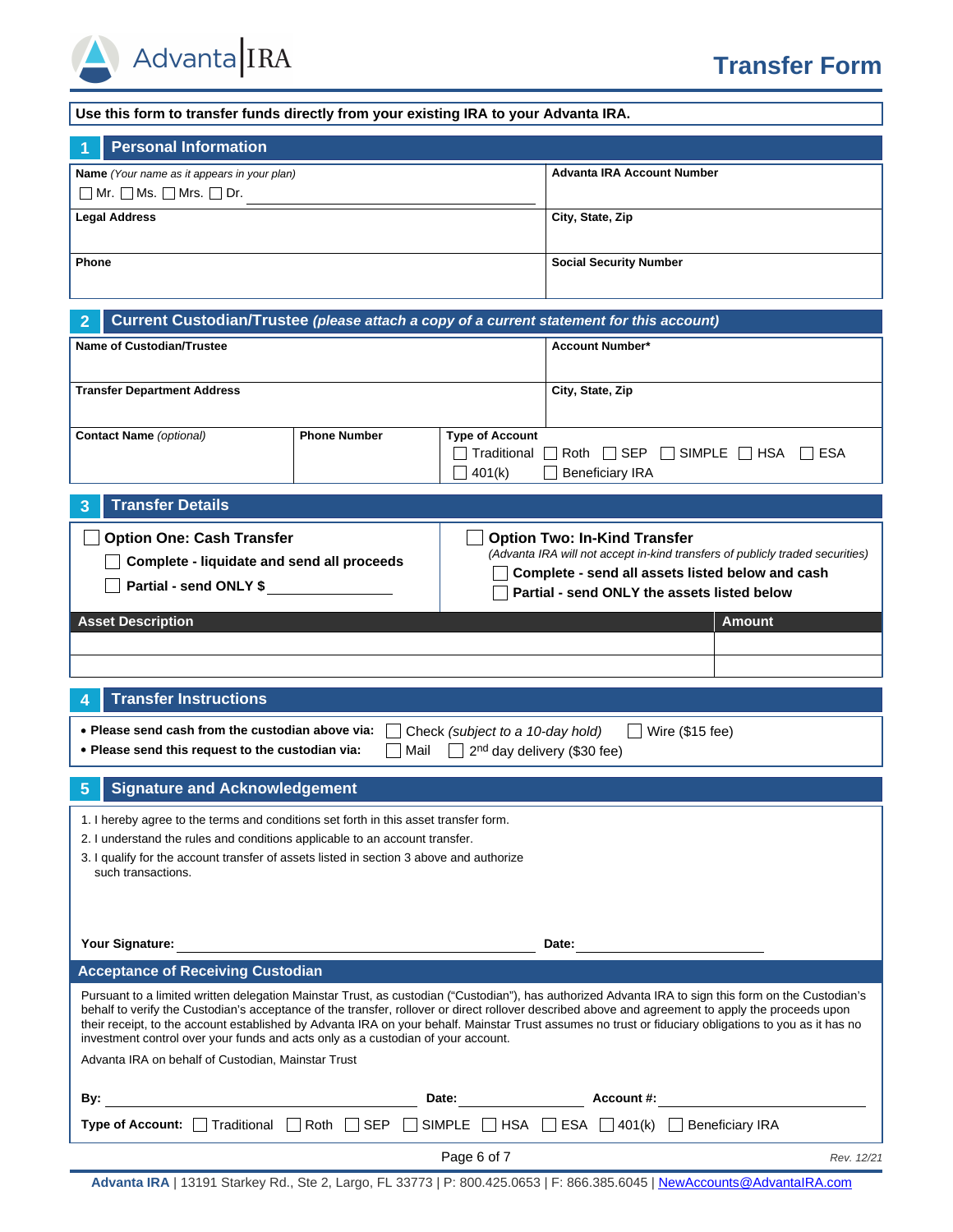# Transfer Form

**Use this form to transfer funds directly from your existing IRA to your Advanta IRA.**

## 1 Personal Information

| **Name** *(Your name as it appears in your plan)* ☐ Mr. ☐ Ms. ☐ Mrs. ☐ Dr. ________________ | **Advanta IRA Account Number** |
|---|---|
| **Legal Address** | **City, State, Zip** |
| **Phone** | **Social Security Number** |

## 2 Current Custodian/Trustee *(please attach a copy of a current statement for this account)*

| **Name of Custodian/Trustee** | | | **Account Number*** |
|---|---|---|---|
| **Transfer Department Address** | | | **City, State, Zip** |
| **Contact Name** *(optional)* | **Phone Number** | **Type of Account** ☐ Traditional ☐ Roth ☐ SEP ☐ SIMPLE ☐ HSA ☐ ESA ☐ 401(k) ☐ Beneficiary IRA | |

## 3 Transfer Details

☐ **Option One: Cash Transfer**

- ☐ **Complete - liquidate and send all proceeds**
- ☐ **Partial - send ONLY $** ________________

☐ **Option Two: In-Kind Transfer**

*(Advanta IRA will not accept in-kind transfers of publicly traded securities)*

- ☐ **Complete - send all assets listed below and cash**
- ☐ **Partial - send ONLY the assets listed below**

| Asset Description | Amount |
|---|---|
| | |
| | |

## 4 Transfer Instructions

- **Please send cash from the custodian above via:** ☐ Check *(subject to a 10-day hold)* ☐ Wire ($15 fee)
- **Please send this request to the custodian via:** ☐ Mail ☐ 2nd day delivery ($30 fee)

## 5 Signature and Acknowledgement

1. I hereby agree to the terms and conditions set forth in this asset transfer form.
2. I understand the rules and conditions applicable to an account transfer.
3. I qualify for the account transfer of assets listed in section 3 above and authorize such transactions.

**Your Signature:** ________________________________ **Date:** ________________

### Acceptance of Receiving Custodian

Pursuant to a limited written delegation Mainstar Trust, as custodian ("Custodian"), has authorized Advanta IRA to sign this form on the Custodian's behalf to verify the Custodian's acceptance of the transfer, rollover or direct rollover described above and agreement to apply the proceeds upon their receipt, to the account established by Advanta IRA on your behalf. Mainstar Trust assumes no trust or fiduciary obligations to you as it has no investment control over your funds and acts only as a custodian of your account.

Advanta IRA on behalf of Custodian, Mainstar Trust

**By:** ________________________ **Date:** ______________ **Account #:** ________________

**Type of Account:** ☐ Traditional ☐ Roth ☐ SEP ☐ SIMPLE ☐ HSA ☐ ESA ☐ 401(k) ☐ Beneficiary IRA

Rev. 12/21

**Advanta IRA** | 13191 Starkey Rd., Ste 2, Largo, FL 33773 | P: 800.425.0653 | F: 866.385.6045 | NewAccounts@AdvantaIRA.com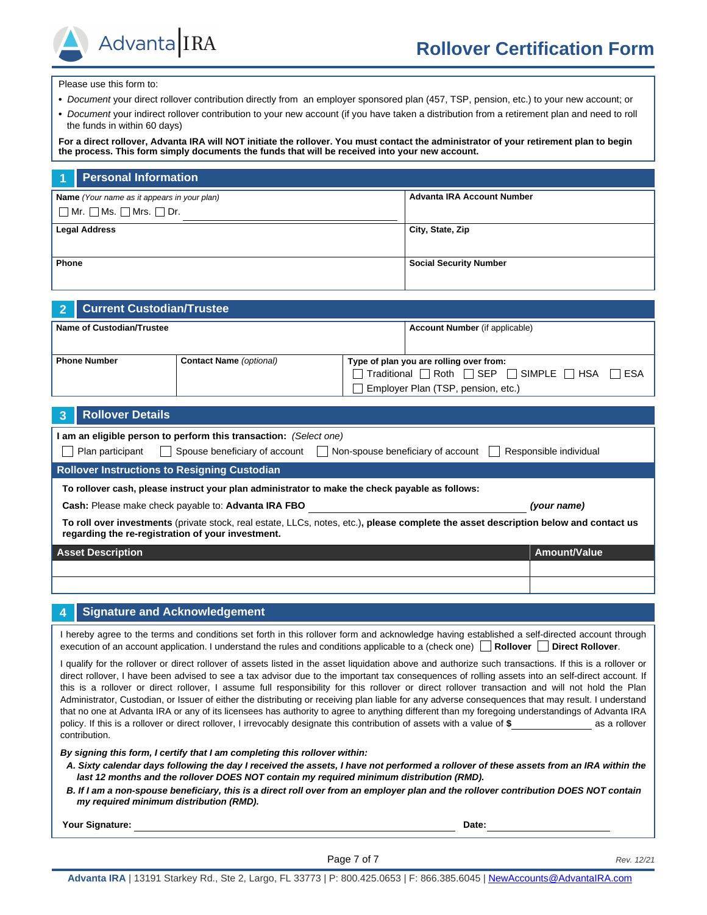# Rollover Certification Form

Please use this form to:

- *Document* your direct rollover contribution directly from an employer sponsored plan (457, TSP, pension, etc.) to your new account; or
- *Document* your indirect rollover contribution to your new account (if you have taken a distribution from a retirement plan and need to roll the funds in within 60 days)

**For a direct rollover, Advanta IRA will NOT initiate the rollover. You must contact the administrator of your retirement plan to begin the process. This form simply documents the funds that will be received into your new account.**

## 1 Personal Information

| | |
|---|---|
| **Name** *(Your name as it appears in your plan)* ☐ Mr. ☐ Ms. ☐ Mrs. ☐ Dr. ______________________ | **Advanta IRA Account Number** |
| **Legal Address** | **City, State, Zip** |
| **Phone** | **Social Security Number** |

## 2 Current Custodian/Trustee

| | | |
|---|---|---|
| **Name of Custodian/Trustee** | | **Account Number** (if applicable) |
| **Phone Number** | **Contact Name** *(optional)* | **Type of plan you are rolling over from:** ☐ Traditional ☐ Roth ☐ SEP ☐ SIMPLE ☐ HSA ☐ ESA ☐ Employer Plan (TSP, pension, etc.) |

## 3 Rollover Details

**I am an eligible person to perform this transaction:** *(Select one)*

☐ Plan participant ☐ Spouse beneficiary of account ☐ Non-spouse beneficiary of account ☐ Responsible individual

### Rollover Instructions to Resigning Custodian

**To rollover cash, please instruct your plan administrator to make the check payable as follows:**

**Cash:** Please make check payable to: **Advanta IRA FBO** ______________________ ***(your name)***

**To roll over investments** (private stock, real estate, LLCs, notes, etc.)**, please complete the asset description below and contact us regarding the re-registration of your investment.**

| Asset Description | Amount/Value |
|---|---|
| | |
| | |

## 4 Signature and Acknowledgement

I hereby agree to the terms and conditions set forth in this rollover form and acknowledge having established a self-directed account through execution of an account application. I understand the rules and conditions applicable to a (check one) ☐ **Rollover** ☐ **Direct Rollover**.

I qualify for the rollover or direct rollover of assets listed in the asset liquidation above and authorize such transactions. If this is a rollover or direct rollover, I have been advised to see a tax advisor due to the important tax consequences of rolling assets into an self-direct account. If this is a rollover or direct rollover, I assume full responsibility for this rollover or direct rollover transaction and will not hold the Plan Administrator, Custodian, or Issuer of either the distributing or receiving plan liable for any adverse consequences that may result. I understand that no one at Advanta IRA or any of its licensees has authority to agree to anything different than my foregoing understandings of Advanta IRA policy. If this is a rollover or direct rollover, I irrevocably designate this contribution of assets with a value of **$**______________ as a rollover contribution.

***By signing this form, I certify that I am completing this rollover within:***

***A. Sixty calendar days following the day I received the assets, I have not performed a rollover of these assets from an IRA within the last 12 months and the rollover DOES NOT contain my required minimum distribution (RMD).***

***B. If I am a non-spouse beneficiary, this is a direct roll over from an employer plan and the rollover contribution DOES NOT contain my required minimum distribution (RMD).***

**Your Signature:** ______________________________ **Date:** ______________

Rev. 12/21

**Advanta IRA** | 13191 Starkey Rd., Ste 2, Largo, FL 33773 | P: 800.425.0653 | F: 866.385.6045 | NewAccounts@AdvantaIRA.com